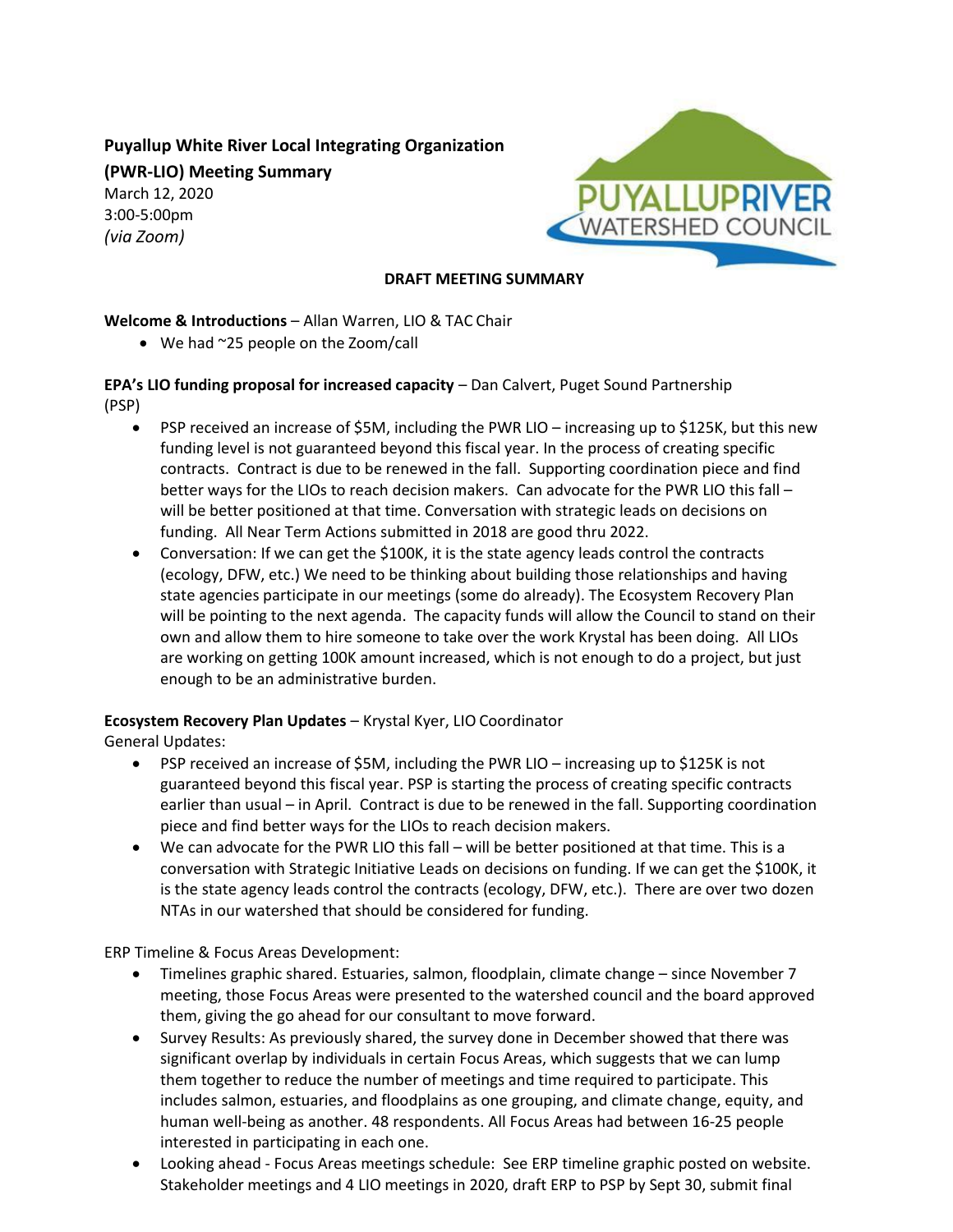**Puyallup White River Local Integrating Organization (PWR-LIO) Meeting Summary**

March 12, 2020
3:00-5:00pm
*(via Zoom)*

**DRAFT MEETING SUMMARY**

**Welcome & Introductions** – Allan Warren, LIO & TAC Chair

- We had ~25 people on the Zoom/call

**EPA's LIO funding proposal for increased capacity** – Dan Calvert, Puget Sound Partnership (PSP)

- PSP received an increase of $5M, including the PWR LIO – increasing up to $125K, but this new funding level is not guaranteed beyond this fiscal year. In the process of creating specific contracts. Contract is due to be renewed in the fall. Supporting coordination piece and find better ways for the LIOs to reach decision makers. Can advocate for the PWR LIO this fall – will be better positioned at that time. Conversation with strategic leads on decisions on funding. All Near Term Actions submitted in 2018 are good thru 2022.
- Conversation: If we can get the $100K, it is the state agency leads control the contracts (ecology, DFW, etc.) We need to be thinking about building those relationships and having state agencies participate in our meetings (some do already). The Ecosystem Recovery Plan will be pointing to the next agenda. The capacity funds will allow the Council to stand on their own and allow them to hire someone to take over the work Krystal has been doing. All LIOs are working on getting 100K amount increased, which is not enough to do a project, but just enough to be an administrative burden.

**Ecosystem Recovery Plan Updates** – Krystal Kyer, LIO Coordinator

General Updates:

- PSP received an increase of $5M, including the PWR LIO – increasing up to $125K is not guaranteed beyond this fiscal year. PSP is starting the process of creating specific contracts earlier than usual – in April. Contract is due to be renewed in the fall. Supporting coordination piece and find better ways for the LIOs to reach decision makers.
- We can advocate for the PWR LIO this fall – will be better positioned at that time. This is a conversation with Strategic Initiative Leads on decisions on funding. If we can get the $100K, it is the state agency leads control the contracts (ecology, DFW, etc.). There are over two dozen NTAs in our watershed that should be considered for funding.

ERP Timeline & Focus Areas Development:

- Timelines graphic shared. Estuaries, salmon, floodplain, climate change – since November 7 meeting, those Focus Areas were presented to the watershed council and the board approved them, giving the go ahead for our consultant to move forward.
- Survey Results: As previously shared, the survey done in December showed that there was significant overlap by individuals in certain Focus Areas, which suggests that we can lump them together to reduce the number of meetings and time required to participate. This includes salmon, estuaries, and floodplains as one grouping, and climate change, equity, and human well-being as another. 48 respondents. All Focus Areas had between 16-25 people interested in participating in each one.
- Looking ahead - Focus Areas meetings schedule: See ERP timeline graphic posted on website. Stakeholder meetings and 4 LIO meetings in 2020, draft ERP to PSP by Sept 30, submit final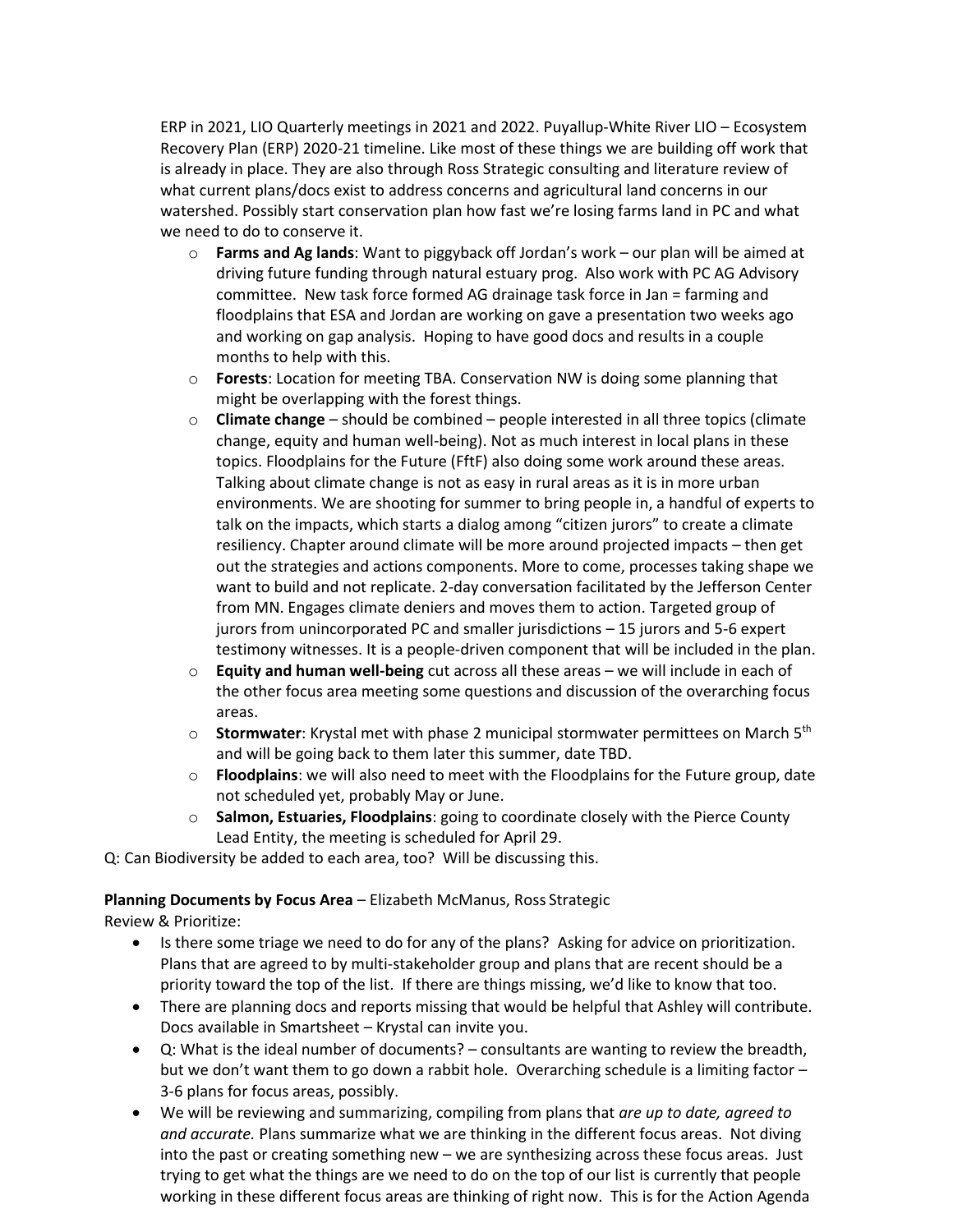ERP in 2021, LIO Quarterly meetings in 2021 and 2022. Puyallup-White River LIO – Ecosystem Recovery Plan (ERP) 2020-21 timeline. Like most of these things we are building off work that is already in place. They are also through Ross Strategic consulting and literature review of what current plans/docs exist to address concerns and agricultural land concerns in our watershed. Possibly start conservation plan how fast we're losing farms land in PC and what we need to do to conserve it.

- **Farms and Ag lands**: Want to piggyback off Jordan's work – our plan will be aimed at driving future funding through natural estuary prog. Also work with PC AG Advisory committee. New task force formed AG drainage task force in Jan = farming and floodplains that ESA and Jordan are working on gave a presentation two weeks ago and working on gap analysis. Hoping to have good docs and results in a couple months to help with this.
- **Forests**: Location for meeting TBA. Conservation NW is doing some planning that might be overlapping with the forest things.
- **Climate change** – should be combined – people interested in all three topics (climate change, equity and human well-being). Not as much interest in local plans in these topics. Floodplains for the Future (FftF) also doing some work around these areas. Talking about climate change is not as easy in rural areas as it is in more urban environments. We are shooting for summer to bring people in, a handful of experts to talk on the impacts, which starts a dialog among "citizen jurors" to create a climate resiliency. Chapter around climate will be more around projected impacts – then get out the strategies and actions components. More to come, processes taking shape we want to build and not replicate. 2-day conversation facilitated by the Jefferson Center from MN. Engages climate deniers and moves them to action. Targeted group of jurors from unincorporated PC and smaller jurisdictions – 15 jurors and 5-6 expert testimony witnesses. It is a people-driven component that will be included in the plan.
- **Equity and human well-being** cut across all these areas – we will include in each of the other focus area meeting some questions and discussion of the overarching focus areas.
- **Stormwater**: Krystal met with phase 2 municipal stormwater permittees on March 5th and will be going back to them later this summer, date TBD.
- **Floodplains**: we will also need to meet with the Floodplains for the Future group, date not scheduled yet, probably May or June.
- **Salmon, Estuaries, Floodplains**: going to coordinate closely with the Pierce County Lead Entity, the meeting is scheduled for April 29.

Q: Can Biodiversity be added to each area, too? Will be discussing this.

**Planning Documents by Focus Area** – Elizabeth McManus, Ross Strategic

Review & Prioritize:

- Is there some triage we need to do for any of the plans? Asking for advice on prioritization. Plans that are agreed to by multi-stakeholder group and plans that are recent should be a priority toward the top of the list. If there are things missing, we'd like to know that too.
- There are planning docs and reports missing that would be helpful that Ashley will contribute. Docs available in Smartsheet – Krystal can invite you.
- Q: What is the ideal number of documents? – consultants are wanting to review the breadth, but we don't want them to go down a rabbit hole. Overarching schedule is a limiting factor – 3-6 plans for focus areas, possibly.
- We will be reviewing and summarizing, compiling from plans that *are up to date, agreed to and accurate.* Plans summarize what we are thinking in the different focus areas. Not diving into the past or creating something new – we are synthesizing across these focus areas. Just trying to get what the things are we need to do on the top of our list is currently that people working in these different focus areas are thinking of right now. This is for the Action Agenda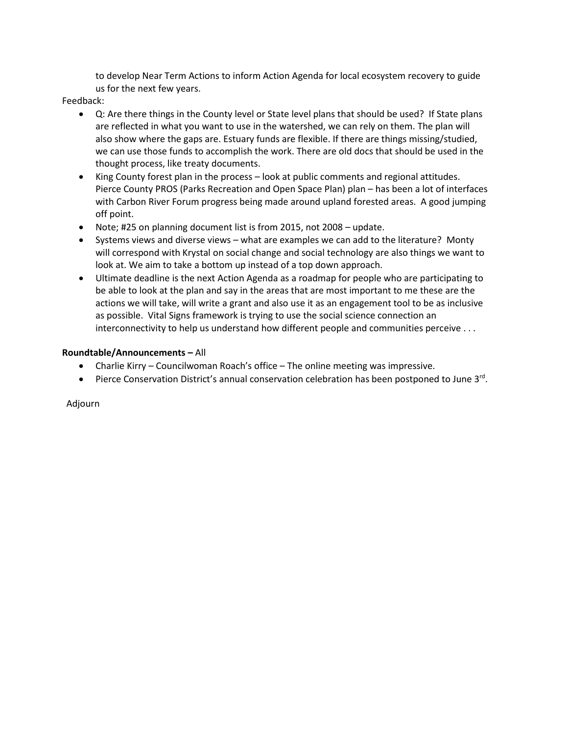to develop Near Term Actions to inform Action Agenda for local ecosystem recovery to guide us for the next few years.

Feedback:

- Q: Are there things in the County level or State level plans that should be used? If State plans are reflected in what you want to use in the watershed, we can rely on them. The plan will also show where the gaps are. Estuary funds are flexible. If there are things missing/studied, we can use those funds to accomplish the work. There are old docs that should be used in the thought process, like treaty documents.
- King County forest plan in the process – look at public comments and regional attitudes. Pierce County PROS (Parks Recreation and Open Space Plan) plan – has been a lot of interfaces with Carbon River Forum progress being made around upland forested areas. A good jumping off point.
- Note; #25 on planning document list is from 2015, not 2008 – update.
- Systems views and diverse views – what are examples we can add to the literature? Monty will correspond with Krystal on social change and social technology are also things we want to look at. We aim to take a bottom up instead of a top down approach.
- Ultimate deadline is the next Action Agenda as a roadmap for people who are participating to be able to look at the plan and say in the areas that are most important to me these are the actions we will take, will write a grant and also use it as an engagement tool to be as inclusive as possible. Vital Signs framework is trying to use the social science connection an interconnectivity to help us understand how different people and communities perceive . . .

**Roundtable/Announcements –** All

- Charlie Kirry – Councilwoman Roach's office – The online meeting was impressive.
- Pierce Conservation District's annual conservation celebration has been postponed to June 3rd.

Adjourn